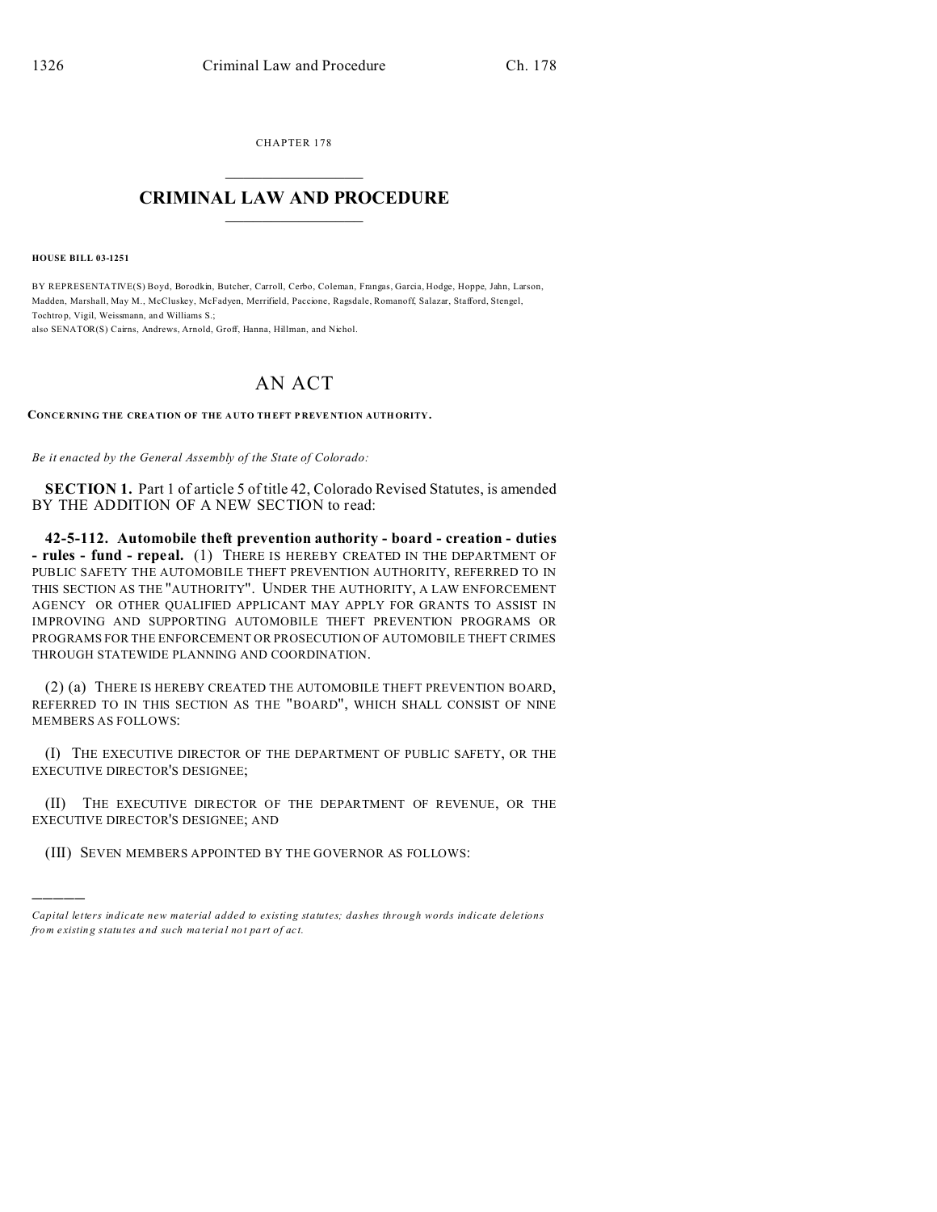CHAPTER 178

# CRIMINAL LAW AND PROCEDURE

**HOUSE BILL 03-1251**

BY REPRESENTATIVE(S) Boyd, Borodkin, Butcher, Carroll, Cerbo, Coleman, Frangas, Garcia, Hodge, Hoppe, Jahn, Larson, Madden, Marshall, May M., McCluskey, McFadyen, Merrifield, Paccione, Ragsdale, Romanoff, Salazar, Stafford, Stengel, Tochtrop, Vigil, Weissmann, and Williams S.;
also SENATOR(S) Cairns, Andrews, Arnold, Groff, Hanna, Hillman, and Nichol.

# AN ACT

**CONCERNING THE CREATION OF THE AUTO THEFT PREVENTION AUTHORITY.**

*Be it enacted by the General Assembly of the State of Colorado:*

**SECTION 1.** Part 1 of article 5 of title 42, Colorado Revised Statutes, is amended BY THE ADDITION OF A NEW SECTION to read:

**42-5-112. Automobile theft prevention authority - board - creation - duties - rules - fund - repeal.** (1) THERE IS HEREBY CREATED IN THE DEPARTMENT OF PUBLIC SAFETY THE AUTOMOBILE THEFT PREVENTION AUTHORITY, REFERRED TO IN THIS SECTION AS THE "AUTHORITY". UNDER THE AUTHORITY, A LAW ENFORCEMENT AGENCY OR OTHER QUALIFIED APPLICANT MAY APPLY FOR GRANTS TO ASSIST IN IMPROVING AND SUPPORTING AUTOMOBILE THEFT PREVENTION PROGRAMS OR PROGRAMS FOR THE ENFORCEMENT OR PROSECUTION OF AUTOMOBILE THEFT CRIMES THROUGH STATEWIDE PLANNING AND COORDINATION.

(2) (a) THERE IS HEREBY CREATED THE AUTOMOBILE THEFT PREVENTION BOARD, REFERRED TO IN THIS SECTION AS THE "BOARD", WHICH SHALL CONSIST OF NINE MEMBERS AS FOLLOWS:

(I) THE EXECUTIVE DIRECTOR OF THE DEPARTMENT OF PUBLIC SAFETY, OR THE EXECUTIVE DIRECTOR'S DESIGNEE;

(II) THE EXECUTIVE DIRECTOR OF THE DEPARTMENT OF REVENUE, OR THE EXECUTIVE DIRECTOR'S DESIGNEE; AND

(III) SEVEN MEMBERS APPOINTED BY THE GOVERNOR AS FOLLOWS:

---

*Capital letters indicate new material added to existing statutes; dashes through words indicate deletions from existing statutes and such material not part of act.*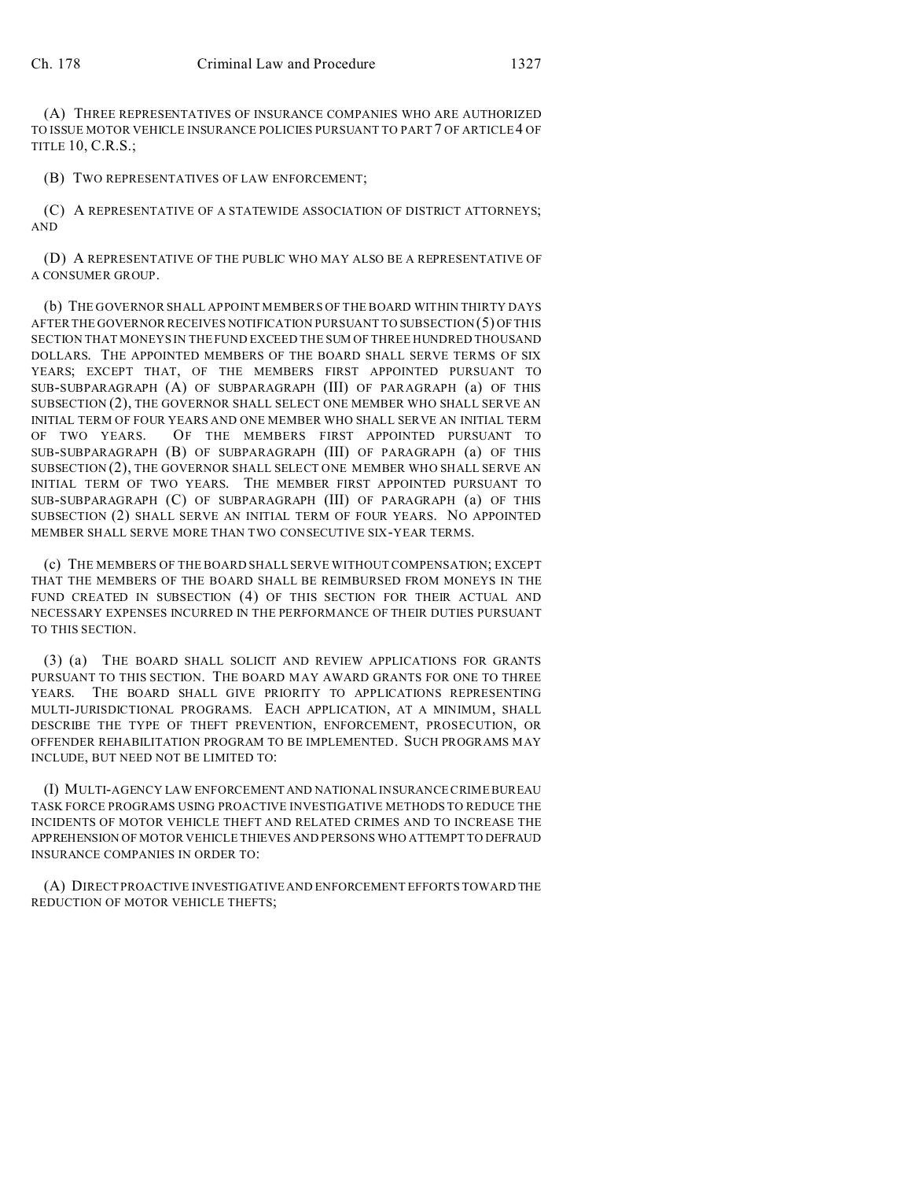(A) THREE REPRESENTATIVES OF INSURANCE COMPANIES WHO ARE AUTHORIZED TO ISSUE MOTOR VEHICLE INSURANCE POLICIES PURSUANT TO PART 7 OF ARTICLE 4 OF TITLE 10, C.R.S.;

(B) TWO REPRESENTATIVES OF LAW ENFORCEMENT;

(C) A REPRESENTATIVE OF A STATEWIDE ASSOCIATION OF DISTRICT ATTORNEYS; AND

(D) A REPRESENTATIVE OF THE PUBLIC WHO MAY ALSO BE A REPRESENTATIVE OF A CONSUMER GROUP.

(b) THE GOVERNOR SHALL APPOINT MEMBERS OF THE BOARD WITHIN THIRTY DAYS AFTER THE GOVERNOR RECEIVES NOTIFICATION PURSUANT TO SUBSECTION (5) OF THIS SECTION THAT MONEYS IN THE FUND EXCEED THE SUM OF THREE HUNDRED THOUSAND DOLLARS. THE APPOINTED MEMBERS OF THE BOARD SHALL SERVE TERMS OF SIX YEARS; EXCEPT THAT, OF THE MEMBERS FIRST APPOINTED PURSUANT TO SUB-SUBPARAGRAPH (A) OF SUBPARAGRAPH (III) OF PARAGRAPH (a) OF THIS SUBSECTION (2), THE GOVERNOR SHALL SELECT ONE MEMBER WHO SHALL SERVE AN INITIAL TERM OF FOUR YEARS AND ONE MEMBER WHO SHALL SERVE AN INITIAL TERM OF TWO YEARS. OF THE MEMBERS FIRST APPOINTED PURSUANT TO SUB-SUBPARAGRAPH (B) OF SUBPARAGRAPH (III) OF PARAGRAPH (a) OF THIS SUBSECTION (2), THE GOVERNOR SHALL SELECT ONE MEMBER WHO SHALL SERVE AN INITIAL TERM OF TWO YEARS. THE MEMBER FIRST APPOINTED PURSUANT TO SUB-SUBPARAGRAPH (C) OF SUBPARAGRAPH (III) OF PARAGRAPH (a) OF THIS SUBSECTION (2) SHALL SERVE AN INITIAL TERM OF FOUR YEARS. NO APPOINTED MEMBER SHALL SERVE MORE THAN TWO CONSECUTIVE SIX-YEAR TERMS.

(c) THE MEMBERS OF THE BOARD SHALL SERVE WITHOUT COMPENSATION; EXCEPT THAT THE MEMBERS OF THE BOARD SHALL BE REIMBURSED FROM MONEYS IN THE FUND CREATED IN SUBSECTION (4) OF THIS SECTION FOR THEIR ACTUAL AND NECESSARY EXPENSES INCURRED IN THE PERFORMANCE OF THEIR DUTIES PURSUANT TO THIS SECTION.

(3) (a) THE BOARD SHALL SOLICIT AND REVIEW APPLICATIONS FOR GRANTS PURSUANT TO THIS SECTION. THE BOARD MAY AWARD GRANTS FOR ONE TO THREE YEARS. THE BOARD SHALL GIVE PRIORITY TO APPLICATIONS REPRESENTING MULTI-JURISDICTIONAL PROGRAMS. EACH APPLICATION, AT A MINIMUM, SHALL DESCRIBE THE TYPE OF THEFT PREVENTION, ENFORCEMENT, PROSECUTION, OR OFFENDER REHABILITATION PROGRAM TO BE IMPLEMENTED. SUCH PROGRAMS MAY INCLUDE, BUT NEED NOT BE LIMITED TO:

(I) MULTI-AGENCY LAW ENFORCEMENT AND NATIONAL INSURANCE CRIME BUREAU TASK FORCE PROGRAMS USING PROACTIVE INVESTIGATIVE METHODS TO REDUCE THE INCIDENTS OF MOTOR VEHICLE THEFT AND RELATED CRIMES AND TO INCREASE THE APPREHENSION OF MOTOR VEHICLE THIEVES AND PERSONS WHO ATTEMPT TO DEFRAUD INSURANCE COMPANIES IN ORDER TO:

(A) DIRECT PROACTIVE INVESTIGATIVE AND ENFORCEMENT EFFORTS TOWARD THE REDUCTION OF MOTOR VEHICLE THEFTS;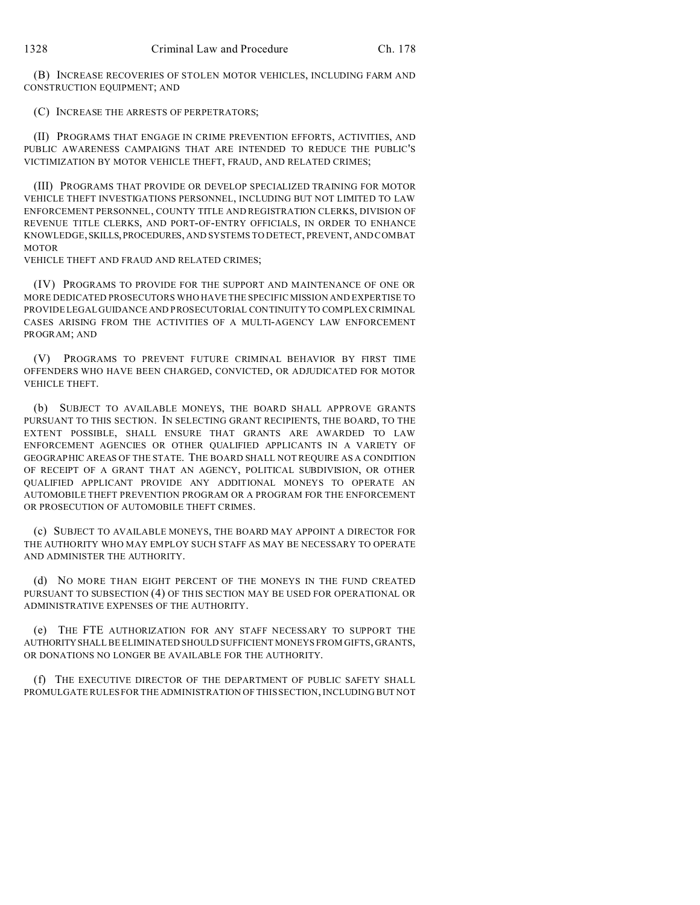(B) INCREASE RECOVERIES OF STOLEN MOTOR VEHICLES, INCLUDING FARM AND CONSTRUCTION EQUIPMENT; AND

(C) INCREASE THE ARRESTS OF PERPETRATORS;

(II) PROGRAMS THAT ENGAGE IN CRIME PREVENTION EFFORTS, ACTIVITIES, AND PUBLIC AWARENESS CAMPAIGNS THAT ARE INTENDED TO REDUCE THE PUBLIC'S VICTIMIZATION BY MOTOR VEHICLE THEFT, FRAUD, AND RELATED CRIMES;

(III) PROGRAMS THAT PROVIDE OR DEVELOP SPECIALIZED TRAINING FOR MOTOR VEHICLE THEFT INVESTIGATIONS PERSONNEL, INCLUDING BUT NOT LIMITED TO LAW ENFORCEMENT PERSONNEL, COUNTY TITLE AND REGISTRATION CLERKS, DIVISION OF REVENUE TITLE CLERKS, AND PORT-OF-ENTRY OFFICIALS, IN ORDER TO ENHANCE KNOWLEDGE, SKILLS, PROCEDURES, AND SYSTEMS TO DETECT, PREVENT, AND COMBAT MOTOR VEHICLE THEFT AND FRAUD AND RELATED CRIMES;

(IV) PROGRAMS TO PROVIDE FOR THE SUPPORT AND MAINTENANCE OF ONE OR MORE DEDICATED PROSECUTORS WHO HAVE THE SPECIFIC MISSION AND EXPERTISE TO PROVIDE LEGAL GUIDANCE AND PROSECUTORIAL CONTINUITY TO COMPLEX CRIMINAL CASES ARISING FROM THE ACTIVITIES OF A MULTI-AGENCY LAW ENFORCEMENT PROGRAM; AND

(V) PROGRAMS TO PREVENT FUTURE CRIMINAL BEHAVIOR BY FIRST TIME OFFENDERS WHO HAVE BEEN CHARGED, CONVICTED, OR ADJUDICATED FOR MOTOR VEHICLE THEFT.

(b) SUBJECT TO AVAILABLE MONEYS, THE BOARD SHALL APPROVE GRANTS PURSUANT TO THIS SECTION. IN SELECTING GRANT RECIPIENTS, THE BOARD, TO THE EXTENT POSSIBLE, SHALL ENSURE THAT GRANTS ARE AWARDED TO LAW ENFORCEMENT AGENCIES OR OTHER QUALIFIED APPLICANTS IN A VARIETY OF GEOGRAPHIC AREAS OF THE STATE. THE BOARD SHALL NOT REQUIRE AS A CONDITION OF RECEIPT OF A GRANT THAT AN AGENCY, POLITICAL SUBDIVISION, OR OTHER QUALIFIED APPLICANT PROVIDE ANY ADDITIONAL MONEYS TO OPERATE AN AUTOMOBILE THEFT PREVENTION PROGRAM OR A PROGRAM FOR THE ENFORCEMENT OR PROSECUTION OF AUTOMOBILE THEFT CRIMES.

(c) SUBJECT TO AVAILABLE MONEYS, THE BOARD MAY APPOINT A DIRECTOR FOR THE AUTHORITY WHO MAY EMPLOY SUCH STAFF AS MAY BE NECESSARY TO OPERATE AND ADMINISTER THE AUTHORITY.

(d) NO MORE THAN EIGHT PERCENT OF THE MONEYS IN THE FUND CREATED PURSUANT TO SUBSECTION (4) OF THIS SECTION MAY BE USED FOR OPERATIONAL OR ADMINISTRATIVE EXPENSES OF THE AUTHORITY.

(e) THE FTE AUTHORIZATION FOR ANY STAFF NECESSARY TO SUPPORT THE AUTHORITY SHALL BE ELIMINATED SHOULD SUFFICIENT MONEYS FROM GIFTS, GRANTS, OR DONATIONS NO LONGER BE AVAILABLE FOR THE AUTHORITY.

(f) THE EXECUTIVE DIRECTOR OF THE DEPARTMENT OF PUBLIC SAFETY SHALL PROMULGATE RULES FOR THE ADMINISTRATION OF THIS SECTION, INCLUDING BUT NOT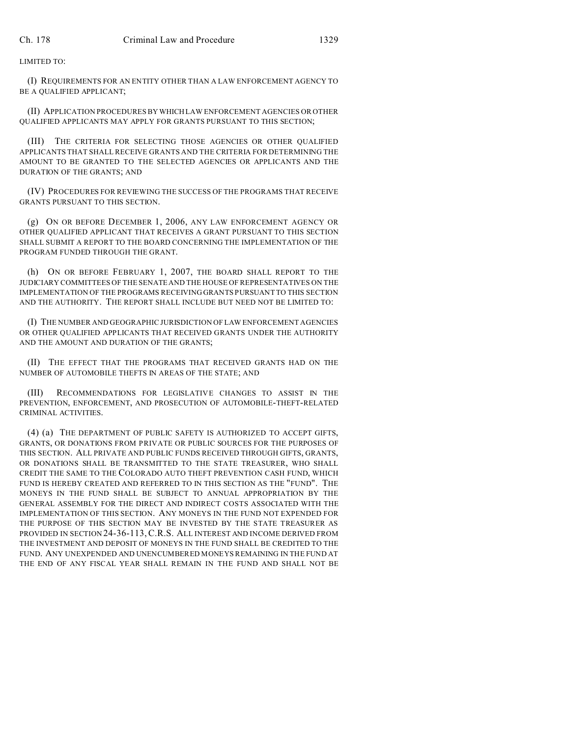LIMITED TO:

(I) REQUIREMENTS FOR AN ENTITY OTHER THAN A LAW ENFORCEMENT AGENCY TO BE A QUALIFIED APPLICANT;

(II) APPLICATION PROCEDURES BY WHICH LAW ENFORCEMENT AGENCIES OR OTHER QUALIFIED APPLICANTS MAY APPLY FOR GRANTS PURSUANT TO THIS SECTION;

(III) THE CRITERIA FOR SELECTING THOSE AGENCIES OR OTHER QUALIFIED APPLICANTS THAT SHALL RECEIVE GRANTS AND THE CRITERIA FOR DETERMINING THE AMOUNT TO BE GRANTED TO THE SELECTED AGENCIES OR APPLICANTS AND THE DURATION OF THE GRANTS; AND

(IV) PROCEDURES FOR REVIEWING THE SUCCESS OF THE PROGRAMS THAT RECEIVE GRANTS PURSUANT TO THIS SECTION.

(g) ON OR BEFORE DECEMBER 1, 2006, ANY LAW ENFORCEMENT AGENCY OR OTHER QUALIFIED APPLICANT THAT RECEIVES A GRANT PURSUANT TO THIS SECTION SHALL SUBMIT A REPORT TO THE BOARD CONCERNING THE IMPLEMENTATION OF THE PROGRAM FUNDED THROUGH THE GRANT.

(h) ON OR BEFORE FEBRUARY 1, 2007, THE BOARD SHALL REPORT TO THE JUDICIARY COMMITTEES OF THE SENATE AND THE HOUSE OF REPRESENTATIVES ON THE IMPLEMENTATION OF THE PROGRAMS RECEIVING GRANTS PURSUANT TO THIS SECTION AND THE AUTHORITY. THE REPORT SHALL INCLUDE BUT NEED NOT BE LIMITED TO:

(I) THE NUMBER AND GEOGRAPHIC JURISDICTION OF LAW ENFORCEMENT AGENCIES OR OTHER QUALIFIED APPLICANTS THAT RECEIVED GRANTS UNDER THE AUTHORITY AND THE AMOUNT AND DURATION OF THE GRANTS;

(II) THE EFFECT THAT THE PROGRAMS THAT RECEIVED GRANTS HAD ON THE NUMBER OF AUTOMOBILE THEFTS IN AREAS OF THE STATE; AND

(III) RECOMMENDATIONS FOR LEGISLATIVE CHANGES TO ASSIST IN THE PREVENTION, ENFORCEMENT, AND PROSECUTION OF AUTOMOBILE-THEFT-RELATED CRIMINAL ACTIVITIES.

(4) (a) THE DEPARTMENT OF PUBLIC SAFETY IS AUTHORIZED TO ACCEPT GIFTS, GRANTS, OR DONATIONS FROM PRIVATE OR PUBLIC SOURCES FOR THE PURPOSES OF THIS SECTION. ALL PRIVATE AND PUBLIC FUNDS RECEIVED THROUGH GIFTS, GRANTS, OR DONATIONS SHALL BE TRANSMITTED TO THE STATE TREASURER, WHO SHALL CREDIT THE SAME TO THE COLORADO AUTO THEFT PREVENTION CASH FUND, WHICH FUND IS HEREBY CREATED AND REFERRED TO IN THIS SECTION AS THE "FUND". THE MONEYS IN THE FUND SHALL BE SUBJECT TO ANNUAL APPROPRIATION BY THE GENERAL ASSEMBLY FOR THE DIRECT AND INDIRECT COSTS ASSOCIATED WITH THE IMPLEMENTATION OF THIS SECTION. ANY MONEYS IN THE FUND NOT EXPENDED FOR THE PURPOSE OF THIS SECTION MAY BE INVESTED BY THE STATE TREASURER AS PROVIDED IN SECTION 24-36-113, C.R.S. ALL INTEREST AND INCOME DERIVED FROM THE INVESTMENT AND DEPOSIT OF MONEYS IN THE FUND SHALL BE CREDITED TO THE FUND. ANY UNEXPENDED AND UNENCUMBERED MONEYS REMAINING IN THE FUND AT THE END OF ANY FISCAL YEAR SHALL REMAIN IN THE FUND AND SHALL NOT BE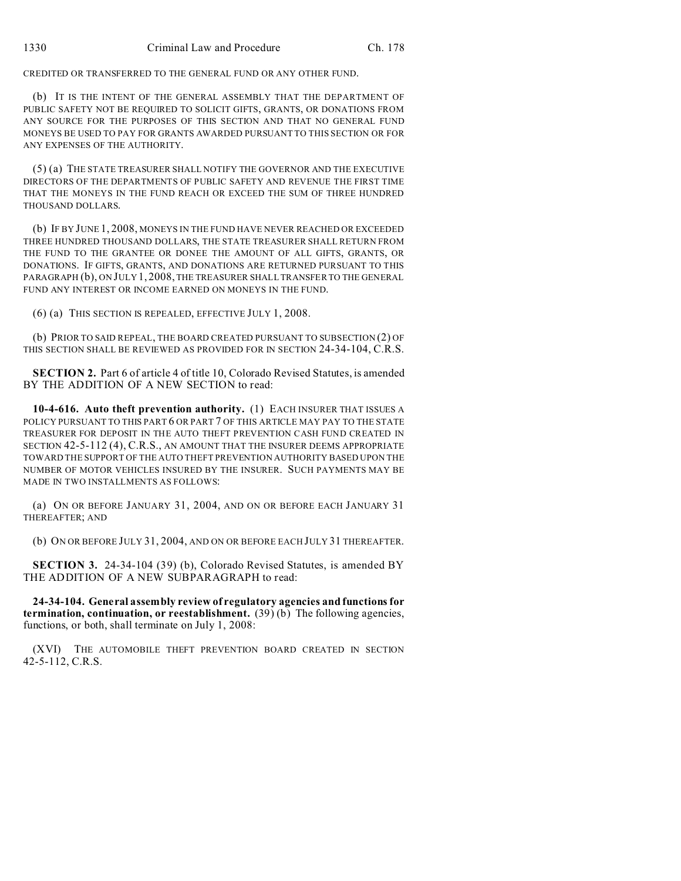CREDITED OR TRANSFERRED TO THE GENERAL FUND OR ANY OTHER FUND.

(b) IT IS THE INTENT OF THE GENERAL ASSEMBLY THAT THE DEPARTMENT OF PUBLIC SAFETY NOT BE REQUIRED TO SOLICIT GIFTS, GRANTS, OR DONATIONS FROM ANY SOURCE FOR THE PURPOSES OF THIS SECTION AND THAT NO GENERAL FUND MONEYS BE USED TO PAY FOR GRANTS AWARDED PURSUANT TO THIS SECTION OR FOR ANY EXPENSES OF THE AUTHORITY.

(5) (a) THE STATE TREASURER SHALL NOTIFY THE GOVERNOR AND THE EXECUTIVE DIRECTORS OF THE DEPARTMENTS OF PUBLIC SAFETY AND REVENUE THE FIRST TIME THAT THE MONEYS IN THE FUND REACH OR EXCEED THE SUM OF THREE HUNDRED THOUSAND DOLLARS.

(b) IF BY JUNE 1, 2008, MONEYS IN THE FUND HAVE NEVER REACHED OR EXCEEDED THREE HUNDRED THOUSAND DOLLARS, THE STATE TREASURER SHALL RETURN FROM THE FUND TO THE GRANTEE OR DONEE THE AMOUNT OF ALL GIFTS, GRANTS, OR DONATIONS. IF GIFTS, GRANTS, AND DONATIONS ARE RETURNED PURSUANT TO THIS PARAGRAPH (b), ON JULY 1, 2008, THE TREASURER SHALL TRANSFER TO THE GENERAL FUND ANY INTEREST OR INCOME EARNED ON MONEYS IN THE FUND.

(6) (a) THIS SECTION IS REPEALED, EFFECTIVE JULY 1, 2008.

(b) PRIOR TO SAID REPEAL, THE BOARD CREATED PURSUANT TO SUBSECTION (2) OF THIS SECTION SHALL BE REVIEWED AS PROVIDED FOR IN SECTION 24-34-104, C.R.S.

**SECTION 2.** Part 6 of article 4 of title 10, Colorado Revised Statutes, is amended BY THE ADDITION OF A NEW SECTION to read:

**10-4-616. Auto theft prevention authority.** (1) EACH INSURER THAT ISSUES A POLICY PURSUANT TO THIS PART 6 OR PART 7 OF THIS ARTICLE MAY PAY TO THE STATE TREASURER FOR DEPOSIT IN THE AUTO THEFT PREVENTION CASH FUND CREATED IN SECTION 42-5-112 (4), C.R.S., AN AMOUNT THAT THE INSURER DEEMS APPROPRIATE TOWARD THE SUPPORT OF THE AUTO THEFT PREVENTION AUTHORITY BASED UPON THE NUMBER OF MOTOR VEHICLES INSURED BY THE INSURER. SUCH PAYMENTS MAY BE MADE IN TWO INSTALLMENTS AS FOLLOWS:

(a) ON OR BEFORE JANUARY 31, 2004, AND ON OR BEFORE EACH JANUARY 31 THEREAFTER; AND

(b) ON OR BEFORE JULY 31, 2004, AND ON OR BEFORE EACH JULY 31 THEREAFTER.

**SECTION 3.** 24-34-104 (39) (b), Colorado Revised Statutes, is amended BY THE ADDITION OF A NEW SUBPARAGRAPH to read:

**24-34-104. General assembly review of regulatory agencies and functions for termination, continuation, or reestablishment.** (39) (b) The following agencies, functions, or both, shall terminate on July 1, 2008:

(XVI) THE AUTOMOBILE THEFT PREVENTION BOARD CREATED IN SECTION 42-5-112, C.R.S.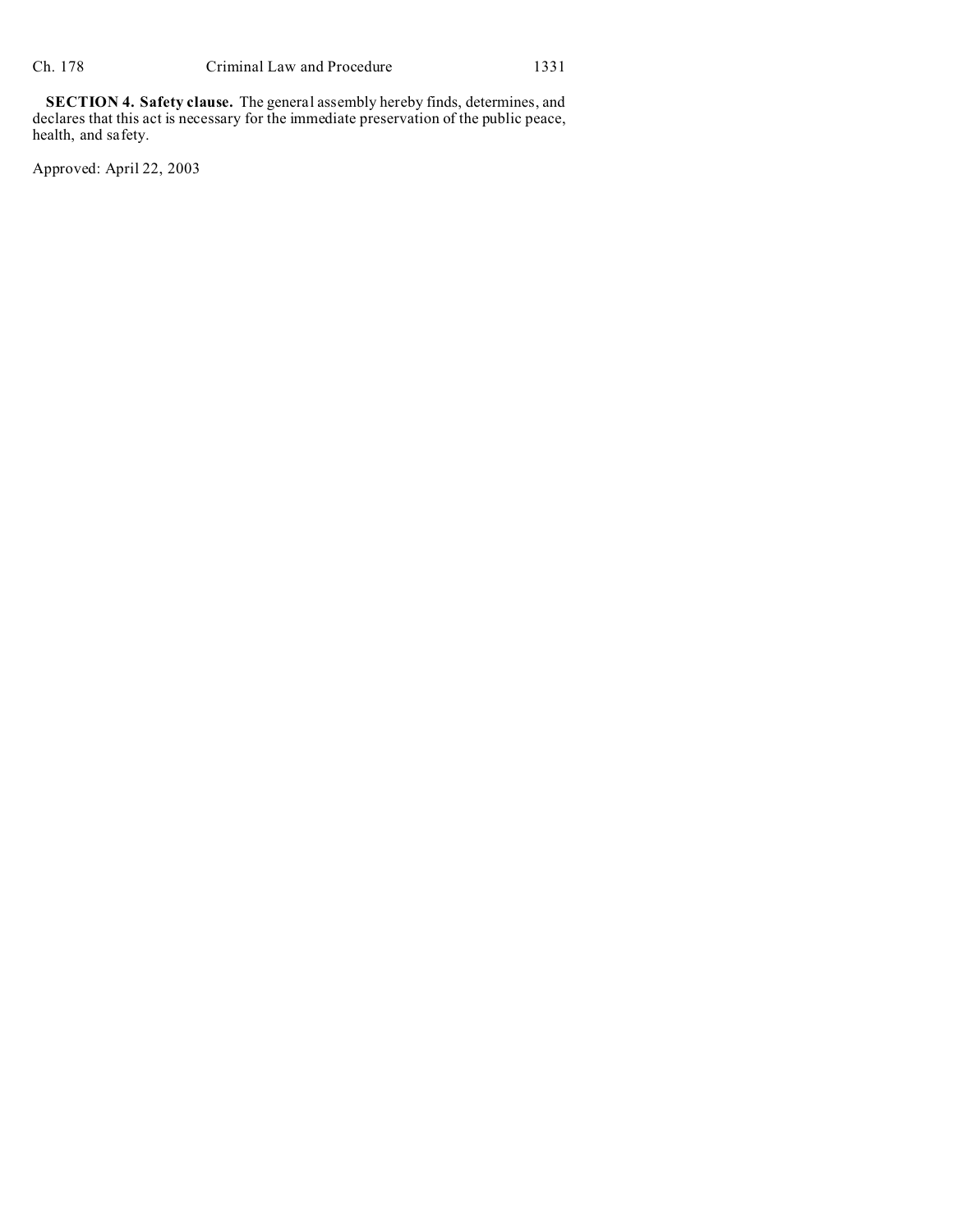**SECTION 4. Safety clause.** The general assembly hereby finds, determines, and declares that this act is necessary for the immediate preservation of the public peace, health, and safety.

Approved: April 22, 2003